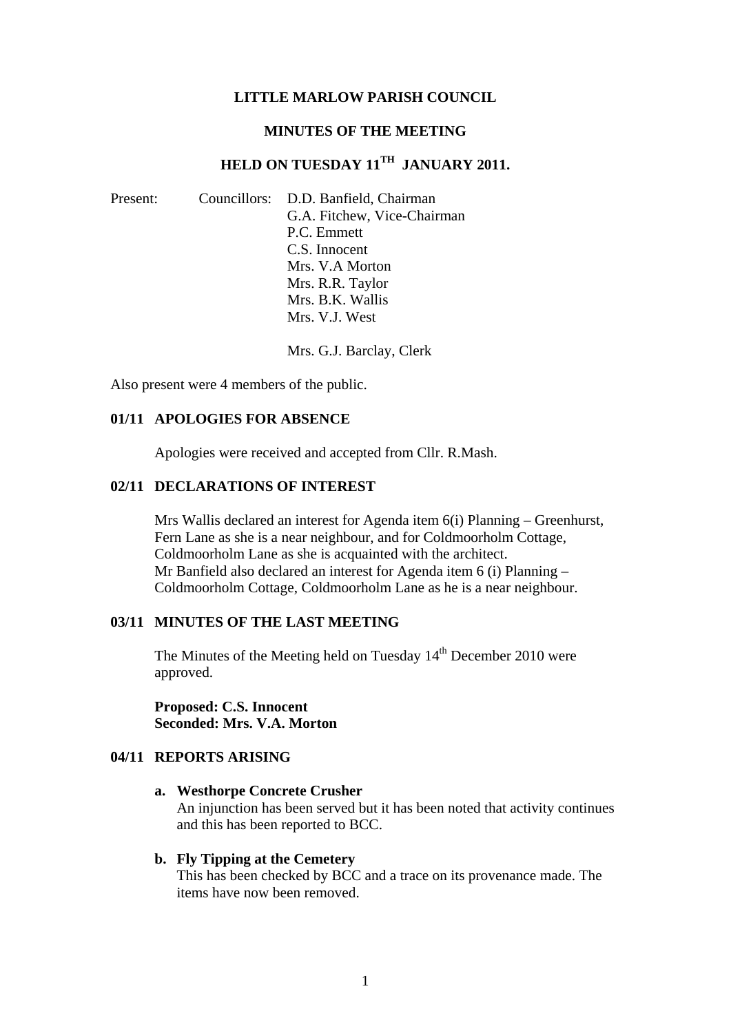**LITTLE MARLOW PARISH COUNCIL**

**MINUTES OF THE MEETING**

**HELD ON TUESDAY 11TH JANUARY 2011.**

Present: Councillors: D.D. Banfield, Chairman
G.A. Fitchew, Vice-Chairman
P.C. Emmett
C.S. Innocent
Mrs. V.A Morton
Mrs. R.R. Taylor
Mrs. B.K. Wallis
Mrs. V.J. West

Mrs. G.J. Barclay, Clerk

Also present were 4 members of the public.

## 01/11 APOLOGIES FOR ABSENCE

Apologies were received and accepted from Cllr. R.Mash.

## 02/11 DECLARATIONS OF INTEREST

Mrs Wallis declared an interest for Agenda item 6(i) Planning – Greenhurst, Fern Lane as she is a near neighbour, and for Coldmoorholm Cottage, Coldmoorholm Lane as she is acquainted with the architect.
Mr Banfield also declared an interest for Agenda item 6 (i) Planning – Coldmoorholm Cottage, Coldmoorholm Lane as he is a near neighbour.

## 03/11 MINUTES OF THE LAST MEETING

The Minutes of the Meeting held on Tuesday 14th December 2010 were approved.

**Proposed: C.S. Innocent**
**Seconded: Mrs. V.A. Morton**

## 04/11 REPORTS ARISING

**a. Westhorpe Concrete Crusher**
An injunction has been served but it has been noted that activity continues and this has been reported to BCC.

**b. Fly Tipping at the Cemetery**
This has been checked by BCC and a trace on its provenance made. The items have now been removed.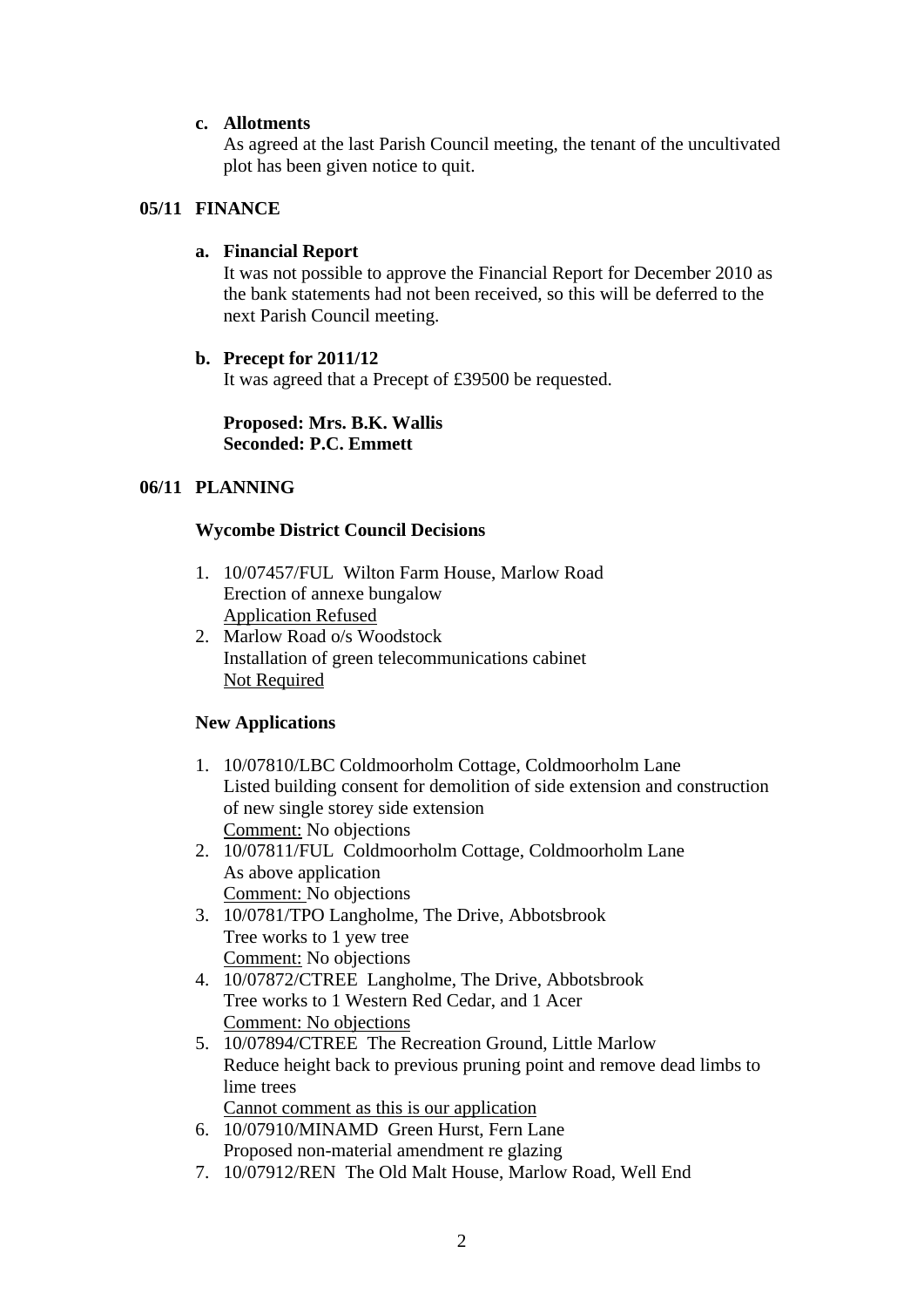**c. Allotments**

As agreed at the last Parish Council meeting, the tenant of the uncultivated plot has been given notice to quit.

## 05/11 FINANCE

**a. Financial Report**

It was not possible to approve the Financial Report for December 2010 as the bank statements had not been received, so this will be deferred to the next Parish Council meeting.

**b. Precept for 2011/12**

It was agreed that a Precept of £39500 be requested.

**Proposed: Mrs. B.K. Wallis**
**Seconded: P.C. Emmett**

## 06/11 PLANNING

**Wycombe District Council Decisions**

1. 10/07457/FUL Wilton Farm House, Marlow Road
   Erection of annexe bungalow
   <u>Application Refused</u>
2. Marlow Road o/s Woodstock
   Installation of green telecommunications cabinet
   <u>Not Required</u>

**New Applications**

1. 10/07810/LBC Coldmoorholm Cottage, Coldmoorholm Lane
   Listed building consent for demolition of side extension and construction of new single storey side extension
   <u>Comment:</u> No objections
2. 10/07811/FUL Coldmoorholm Cottage, Coldmoorholm Lane
   As above application
   <u>Comment:</u> No objections
3. 10/0781/TPO Langholme, The Drive, Abbotsbrook
   Tree works to 1 yew tree
   <u>Comment:</u> No objections
4. 10/07872/CTREE Langholme, The Drive, Abbotsbrook
   Tree works to 1 Western Red Cedar, and 1 Acer
   <u>Comment: No objections</u>
5. 10/07894/CTREE The Recreation Ground, Little Marlow
   Reduce height back to previous pruning point and remove dead limbs to lime trees
   <u>Cannot comment as this is our application</u>
6. 10/07910/MINAMD Green Hurst, Fern Lane
   Proposed non-material amendment re glazing
7. 10/07912/REN The Old Malt House, Marlow Road, Well End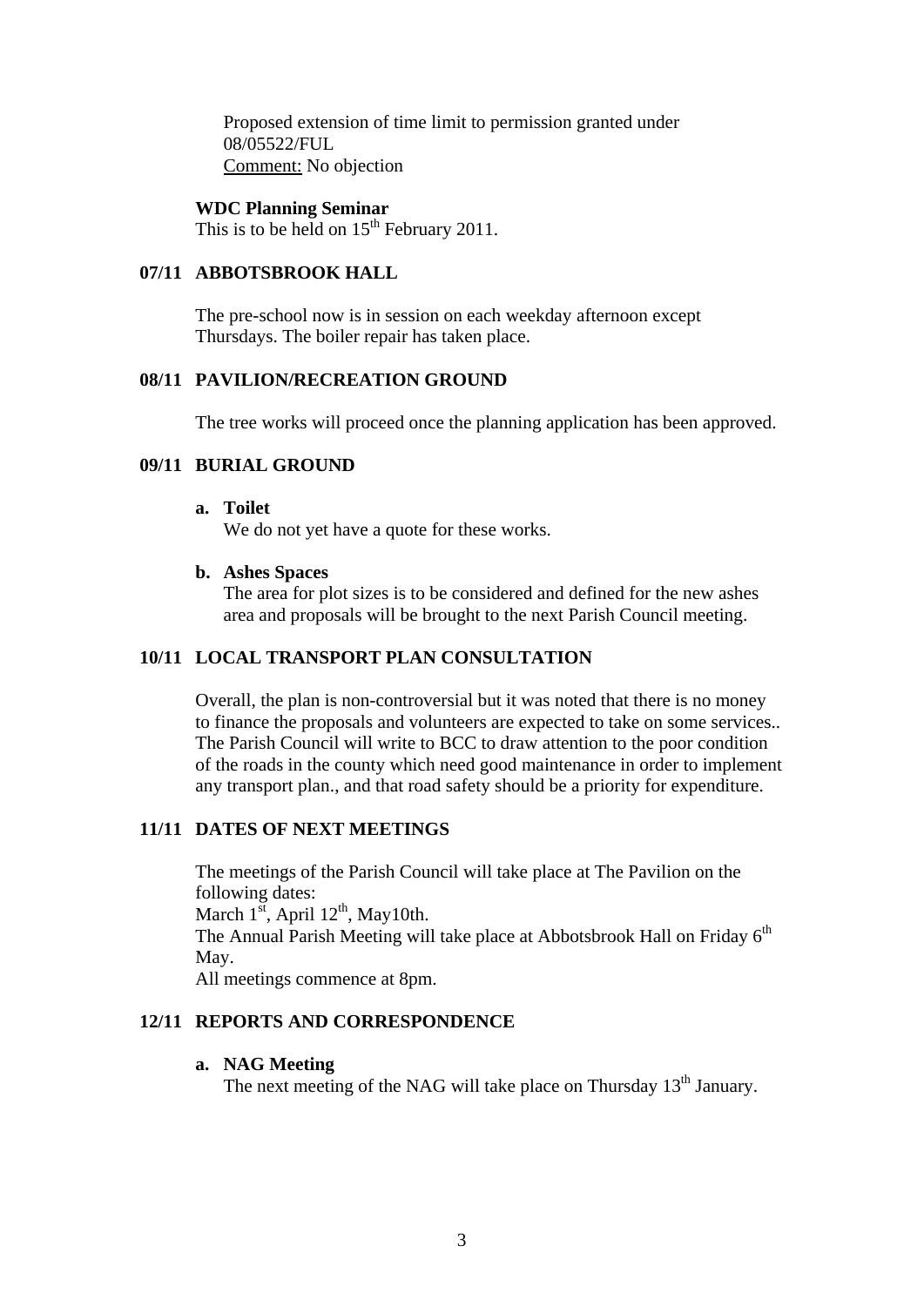Proposed extension of time limit to permission granted under 08/05522/FUL
Comment: No objection

**WDC Planning Seminar**
This is to be held on 15th February 2011.

## 07/11 ABBOTSBROOK HALL

The pre-school now is in session on each weekday afternoon except Thursdays. The boiler repair has taken place.

## 08/11 PAVILION/RECREATION GROUND

The tree works will proceed once the planning application has been approved.

## 09/11 BURIAL GROUND

**a. Toilet**
We do not yet have a quote for these works.

**b. Ashes Spaces**
The area for plot sizes is to be considered and defined for the new ashes area and proposals will be brought to the next Parish Council meeting.

## 10/11 LOCAL TRANSPORT PLAN CONSULTATION

Overall, the plan is non-controversial but it was noted that there is no money to finance the proposals and volunteers are expected to take on some services.. The Parish Council will write to BCC to draw attention to the poor condition of the roads in the county which need good maintenance in order to implement any transport plan., and that road safety should be a priority for expenditure.

## 11/11 DATES OF NEXT MEETINGS

The meetings of the Parish Council will take place at The Pavilion on the following dates:
March 1st, April 12th, May10th.
The Annual Parish Meeting will take place at Abbotsbrook Hall on Friday 6th May.
All meetings commence at 8pm.

## 12/11 REPORTS AND CORRESPONDENCE

**a. NAG Meeting**
The next meeting of the NAG will take place on Thursday 13th January.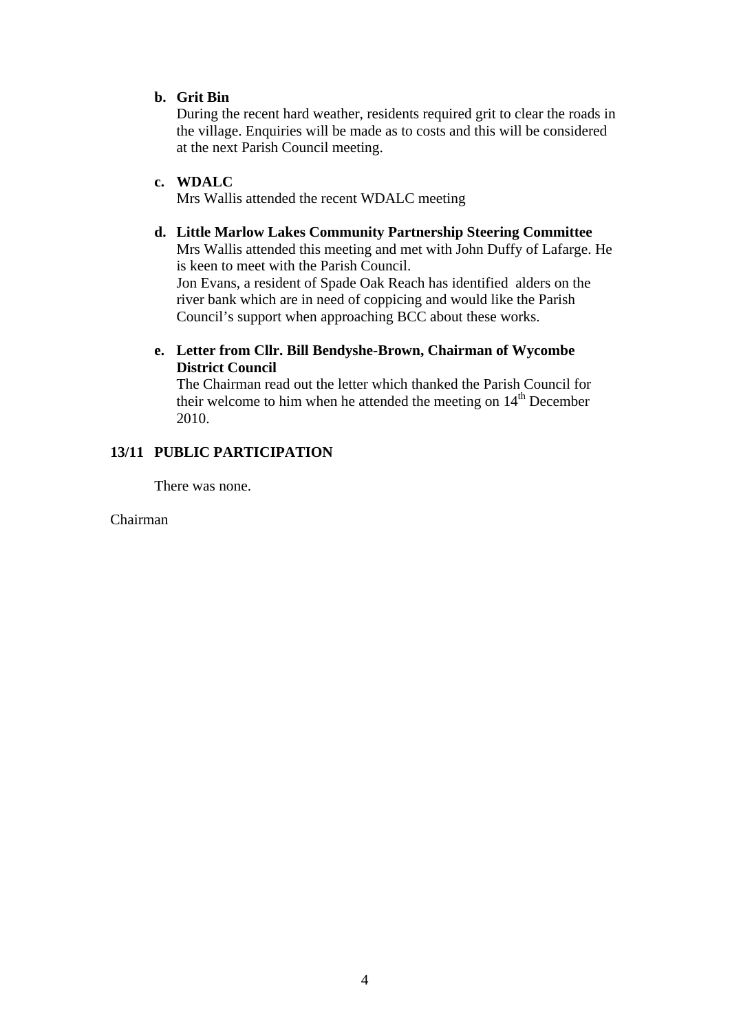**b. Grit Bin**

During the recent hard weather, residents required grit to clear the roads in the village. Enquiries will be made as to costs and this will be considered at the next Parish Council meeting.

**c. WDALC**

Mrs Wallis attended the recent WDALC meeting

**d. Little Marlow Lakes Community Partnership Steering Committee**

Mrs Wallis attended this meeting and met with John Duffy of Lafarge. He is keen to meet with the Parish Council.
Jon Evans, a resident of Spade Oak Reach has identified alders on the river bank which are in need of coppicing and would like the Parish Council's support when approaching BCC about these works.

**e. Letter from Cllr. Bill Bendyshe-Brown, Chairman of Wycombe District Council**

The Chairman read out the letter which thanked the Parish Council for their welcome to him when he attended the meeting on 14th December 2010.

## 13/11 PUBLIC PARTICIPATION

There was none.

Chairman